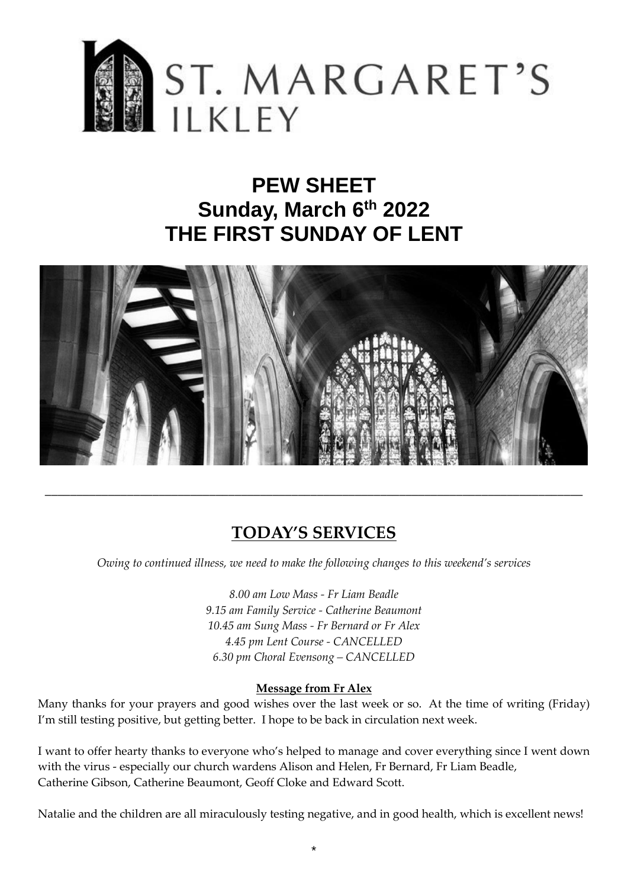# ST. MARGARET'S ILKLEY

# PEW SHEET
# Sunday, March 6th 2022
# THE FIRST SUNDAY OF LENT

---

## TODAY'S SERVICES

*Owing to continued illness, we need to make the following changes to this weekend's services*

*8.00 am Low Mass - Fr Liam Beadle*
*9.15 am Family Service - Catherine Beaumont*
*10.45 am Sung Mass - Fr Bernard or Fr Alex*
*4.45 pm Lent Course - CANCELLED*
*6.30 pm Choral Evensong – CANCELLED*

**Message from Fr Alex**

Many thanks for your prayers and good wishes over the last week or so. At the time of writing (Friday) I'm still testing positive, but getting better. I hope to be back in circulation next week.

I want to offer hearty thanks to everyone who's helped to manage and cover everything since I went down with the virus - especially our church wardens Alison and Helen, Fr Bernard, Fr Liam Beadle, Catherine Gibson, Catherine Beaumont, Geoff Cloke and Edward Scott.

Natalie and the children are all miraculously testing negative, and in good health, which is excellent news!

*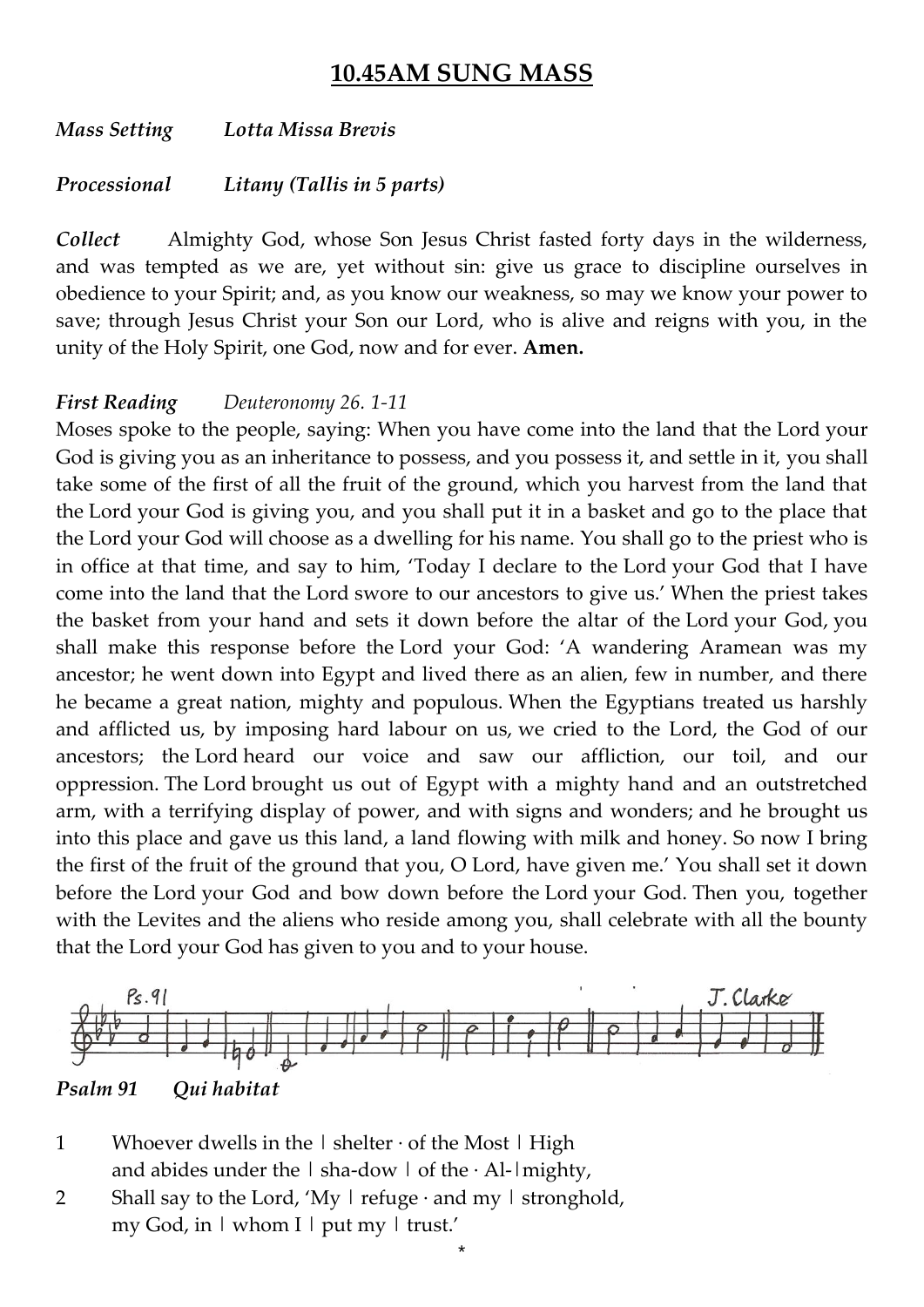# **10.45AM SUNG MASS**

***Mass Setting*** *Lotta Missa Brevis*

***Processional*** *Litany (Tallis in 5 parts)*

***Collect*** Almighty God, whose Son Jesus Christ fasted forty days in the wilderness, and was tempted as we are, yet without sin: give us grace to discipline ourselves in obedience to your Spirit; and, as you know our weakness, so may we know your power to save; through Jesus Christ your Son our Lord, who is alive and reigns with you, in the unity of the Holy Spirit, one God, now and for ever. **Amen.**

***First Reading*** *Deuteronomy 26. 1-11*

Moses spoke to the people, saying: When you have come into the land that the Lord your God is giving you as an inheritance to possess, and you possess it, and settle in it, you shall take some of the first of all the fruit of the ground, which you harvest from the land that the Lord your God is giving you, and you shall put it in a basket and go to the place that the Lord your God will choose as a dwelling for his name. You shall go to the priest who is in office at that time, and say to him, 'Today I declare to the Lord your God that I have come into the land that the Lord swore to our ancestors to give us.' When the priest takes the basket from your hand and sets it down before the altar of the Lord your God, you shall make this response before the Lord your God: 'A wandering Aramean was my ancestor; he went down into Egypt and lived there as an alien, few in number, and there he became a great nation, mighty and populous. When the Egyptians treated us harshly and afflicted us, by imposing hard labour on us, we cried to the Lord, the God of our ancestors; the Lord heard our voice and saw our affliction, our toil, and our oppression. The Lord brought us out of Egypt with a mighty hand and an outstretched arm, with a terrifying display of power, and with signs and wonders; and he brought us into this place and gave us this land, a land flowing with milk and honey. So now I bring the first of the fruit of the ground that you, O Lord, have given me.' You shall set it down before the Lord your God and bow down before the Lord your God. Then you, together with the Levites and the aliens who reside among you, shall celebrate with all the bounty that the Lord your God has given to you and to your house.

Ps. 91 J. Clarke

***Psalm 91*** ***Qui habitat***

1 Whoever dwells in the | shelter · of the Most | High
and abides under the | sha-dow | of the · Al-|mighty,

2 Shall say to the Lord, 'My | refuge · and my | stronghold,
my God, in | whom I | put my | trust.'

*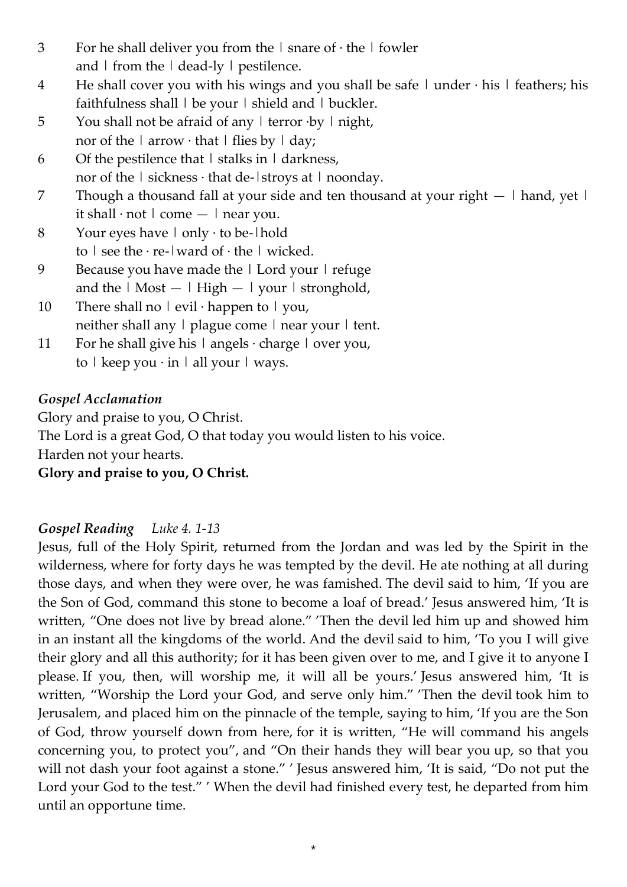3 For he shall deliver you from the | snare of · the | fowler
  and | from the | dead-ly | pestilence.
4 He shall cover you with his wings and you shall be safe | under · his | feathers; his faithfulness shall | be your | shield and | buckler.
5 You shall not be afraid of any | terror ·by | night,
  nor of the | arrow · that | flies by | day;
6 Of the pestilence that | stalks in | darkness,
  nor of the | sickness · that de-|stroys at | noonday.
7 Though a thousand fall at your side and ten thousand at your right — | hand, yet | it shall · not | come — | near you.
8 Your eyes have | only · to be-|hold
  to | see the · re-|ward of · the | wicked.
9 Because you have made the | Lord your | refuge
  and the | Most — | High — | your | stronghold,
10 There shall no | evil · happen to | you,
  neither shall any | plague come | near your | tent.
11 For he shall give his | angels · charge | over you,
  to | keep you · in | all your | ways.

***Gospel Acclamation***

Glory and praise to you, O Christ.
The Lord is a great God, O that today you would listen to his voice.
Harden not your hearts.
**Glory and praise to you, O Christ.**

***Gospel Reading*** *Luke 4. 1-13*

Jesus, full of the Holy Spirit, returned from the Jordan and was led by the Spirit in the wilderness, where for forty days he was tempted by the devil. He ate nothing at all during those days, and when they were over, he was famished. The devil said to him, 'If you are the Son of God, command this stone to become a loaf of bread.' Jesus answered him, 'It is written, "One does not live by bread alone." 'Then the devil led him up and showed him in an instant all the kingdoms of the world. And the devil said to him, 'To you I will give their glory and all this authority; for it has been given over to me, and I give it to anyone I please. If you, then, will worship me, it will all be yours.' Jesus answered him, 'It is written, "Worship the Lord your God, and serve only him." 'Then the devil took him to Jerusalem, and placed him on the pinnacle of the temple, saying to him, 'If you are the Son of God, throw yourself down from here, for it is written, "He will command his angels concerning you, to protect you", and "On their hands they will bear you up, so that you will not dash your foot against a stone." ' Jesus answered him, 'It is said, "Do not put the Lord your God to the test." ' When the devil had finished every test, he departed from him until an opportune time.

*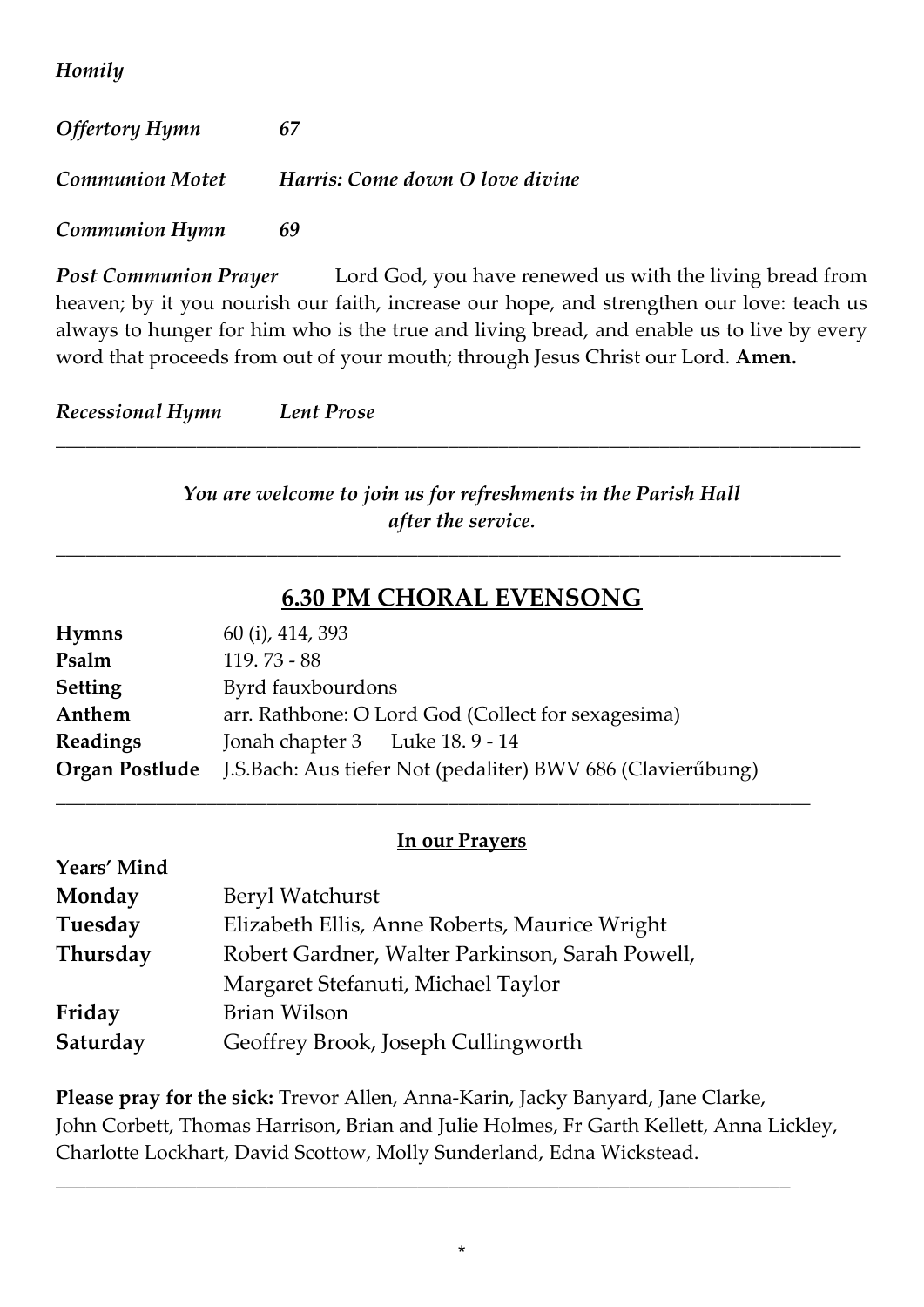*Homily*

*Offertory Hymn* *67*

*Communion Motet* *Harris: Come down O love divine*

*Communion Hymn* *69*

***Post Communion Prayer*** Lord God, you have renewed us with the living bread from heaven; by it you nourish our faith, increase our hope, and strengthen our love: teach us always to hunger for him who is the true and living bread, and enable us to live by every word that proceeds from out of your mouth; through Jesus Christ our Lord. **Amen.**

*Recessional Hymn* *Lent Prose*

---

*You are welcome to join us for refreshments in the Parish Hall after the service.*

---

## 6.30 PM CHORAL EVENSONG

| | |
|---|---|
| **Hymns** | 60 (i), 414, 393 |
| **Psalm** | 119. 73 - 88 |
| **Setting** | Byrd fauxbourdons |
| **Anthem** | arr. Rathbone: O Lord God (Collect for sexagesima) |
| **Readings** | Jonah chapter 3 Luke 18. 9 - 14 |
| **Organ Postlude** | J.S.Bach: Aus tiefer Not (pedaliter) BWV 686 (Clavierűbung) |

---

### In our Prayers

**Years' Mind**

| | |
|---|---|
| **Monday** | Beryl Watchurst |
| **Tuesday** | Elizabeth Ellis, Anne Roberts, Maurice Wright |
| **Thursday** | Robert Gardner, Walter Parkinson, Sarah Powell, Margaret Stefanuti, Michael Taylor |
| **Friday** | Brian Wilson |
| **Saturday** | Geoffrey Brook, Joseph Cullingworth |

**Please pray for the sick:** Trevor Allen, Anna-Karin, Jacky Banyard, Jane Clarke, John Corbett, Thomas Harrison, Brian and Julie Holmes, Fr Garth Kellett, Anna Lickley, Charlotte Lockhart, David Scottow, Molly Sunderland, Edna Wickstead.

---

*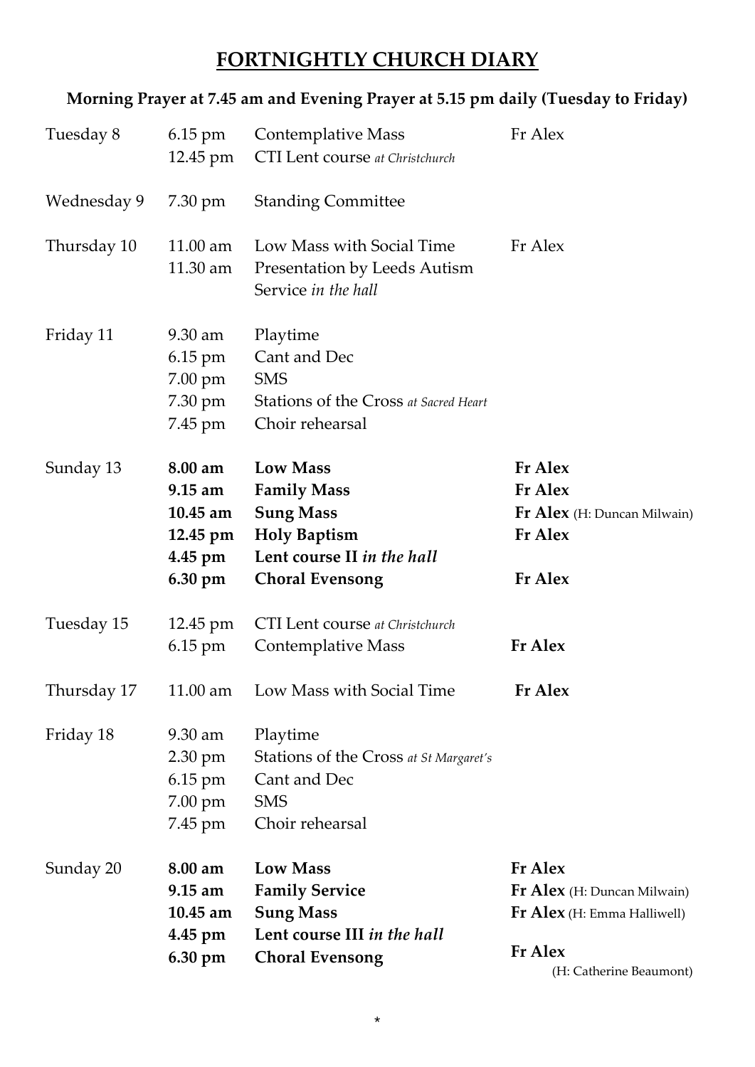# FORTNIGHTLY CHURCH DIARY

**Morning Prayer at 7.45 am and Evening Prayer at 5.15 pm daily (Tuesday to Friday)**

| Day | Time | Event | Celebrant |
|---|---|---|---|
| Tuesday 8 | 6.15 pm | Contemplative Mass | Fr Alex |
| | 12.45 pm | CTI Lent course *at Christchurch* | |
| Wednesday 9 | 7.30 pm | Standing Committee | |
| Thursday 10 | 11.00 am | Low Mass with Social Time | Fr Alex |
| | 11.30 am | Presentation by Leeds Autism Service *in the hall* | |
| Friday 11 | 9.30 am | Playtime | |
| | 6.15 pm | Cant and Dec | |
| | 7.00 pm | SMS | |
| | 7.30 pm | Stations of the Cross *at Sacred Heart* | |
| | 7.45 pm | Choir rehearsal | |
| Sunday 13 | **8.00 am** | **Low Mass** | **Fr Alex** |
| | **9.15 am** | **Family Mass** | **Fr Alex** |
| | **10.45 am** | **Sung Mass** | **Fr Alex** (H: Duncan Milwain) |
| | **12.45 pm** | **Holy Baptism** | **Fr Alex** |
| | **4.45 pm** | **Lent course II *in the hall*** | |
| | **6.30 pm** | **Choral Evensong** | **Fr Alex** |
| Tuesday 15 | 12.45 pm | CTI Lent course *at Christchurch* | |
| | 6.15 pm | Contemplative Mass | **Fr Alex** |
| Thursday 17 | 11.00 am | Low Mass with Social Time | **Fr Alex** |
| Friday 18 | 9.30 am | Playtime | |
| | 2.30 pm | Stations of the Cross *at St Margaret's* | |
| | 6.15 pm | Cant and Dec | |
| | 7.00 pm | SMS | |
| | 7.45 pm | Choir rehearsal | |
| Sunday 20 | **8.00 am** | **Low Mass** | **Fr Alex** |
| | **9.15 am** | **Family Service** | **Fr Alex** (H: Duncan Milwain) |
| | **10.45 am** | **Sung Mass** | **Fr Alex** (H: Emma Halliwell) |
| | **4.45 pm** | **Lent course III *in the hall*** | |
| | **6.30 pm** | **Choral Evensong** | **Fr Alex** (H: Catherine Beaumont) |

*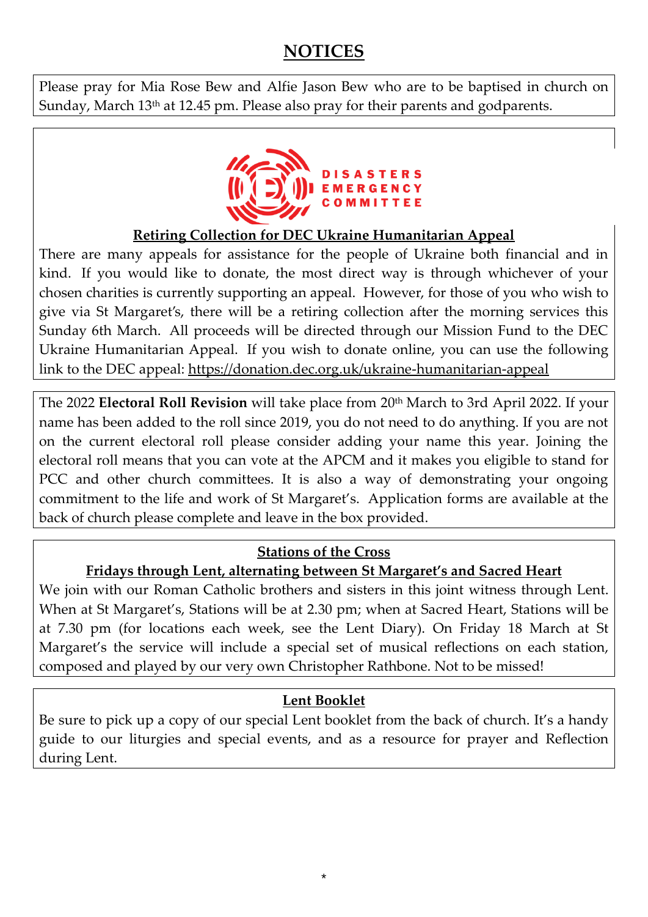# NOTICES

Please pray for Mia Rose Bew and Alfie Jason Bew who are to be baptised in church on Sunday, March 13th at 12.45 pm. Please also pray for their parents and godparents.

DISASTERS EMERGENCY COMMITTEE

**Retiring Collection for DEC Ukraine Humanitarian Appeal**

There are many appeals for assistance for the people of Ukraine both financial and in kind. If you would like to donate, the most direct way is through whichever of your chosen charities is currently supporting an appeal. However, for those of you who wish to give via St Margaret's, there will be a retiring collection after the morning services this Sunday 6th March. All proceeds will be directed through our Mission Fund to the DEC Ukraine Humanitarian Appeal. If you wish to donate online, you can use the following link to the DEC appeal: https://donation.dec.org.uk/ukraine-humanitarian-appeal

The 2022 **Electoral Roll Revision** will take place from 20th March to 3rd April 2022. If your name has been added to the roll since 2019, you do not need to do anything. If you are not on the current electoral roll please consider adding your name this year. Joining the electoral roll means that you can vote at the APCM and it makes you eligible to stand for PCC and other church committees. It is also a way of demonstrating your ongoing commitment to the life and work of St Margaret's. Application forms are available at the back of church please complete and leave in the box provided.

**Stations of the Cross**

**Fridays through Lent, alternating between St Margaret's and Sacred Heart**

We join with our Roman Catholic brothers and sisters in this joint witness through Lent. When at St Margaret's, Stations will be at 2.30 pm; when at Sacred Heart, Stations will be at 7.30 pm (for locations each week, see the Lent Diary). On Friday 18 March at St Margaret's the service will include a special set of musical reflections on each station, composed and played by our very own Christopher Rathbone. Not to be missed!

**Lent Booklet**

Be sure to pick up a copy of our special Lent booklet from the back of church. It's a handy guide to our liturgies and special events, and as a resource for prayer and Reflection during Lent.

*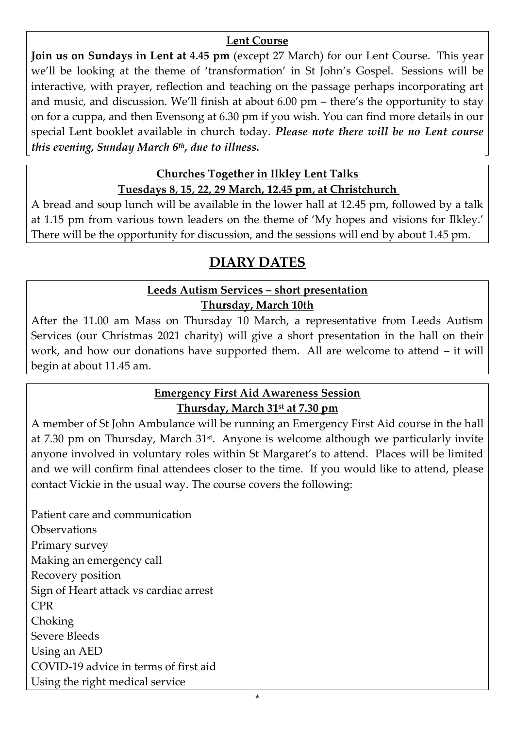## Lent Course

**Join us on Sundays in Lent at 4.45 pm** (except 27 March) for our Lent Course. This year we'll be looking at the theme of 'transformation' in St John's Gospel. Sessions will be interactive, with prayer, reflection and teaching on the passage perhaps incorporating art and music, and discussion. We'll finish at about 6.00 pm – there's the opportunity to stay on for a cuppa, and then Evensong at 6.30 pm if you wish. You can find more details in our special Lent booklet available in church today. ***Please note there will be no Lent course this evening, Sunday March 6th, due to illness.***

## Churches Together in Ilkley Lent Talks

**Tuesdays 8, 15, 22, 29 March, 12.45 pm, at Christchurch**

A bread and soup lunch will be available in the lower hall at 12.45 pm, followed by a talk at 1.15 pm from various town leaders on the theme of 'My hopes and visions for Ilkley.' There will be the opportunity for discussion, and the sessions will end by about 1.45 pm.

# DIARY DATES

## Leeds Autism Services – short presentation

**Thursday, March 10th**

After the 11.00 am Mass on Thursday 10 March, a representative from Leeds Autism Services (our Christmas 2021 charity) will give a short presentation in the hall on their work, and how our donations have supported them. All are welcome to attend – it will begin at about 11.45 am.

## Emergency First Aid Awareness Session

**Thursday, March 31st at 7.30 pm**

A member of St John Ambulance will be running an Emergency First Aid course in the hall at 7.30 pm on Thursday, March 31st. Anyone is welcome although we particularly invite anyone involved in voluntary roles within St Margaret's to attend. Places will be limited and we will confirm final attendees closer to the time. If you would like to attend, please contact Vickie in the usual way. The course covers the following:

Patient care and communication
Observations
Primary survey
Making an emergency call
Recovery position
Sign of Heart attack vs cardiac arrest
CPR
Choking
Severe Bleeds
Using an AED
COVID-19 advice in terms of first aid
Using the right medical service

*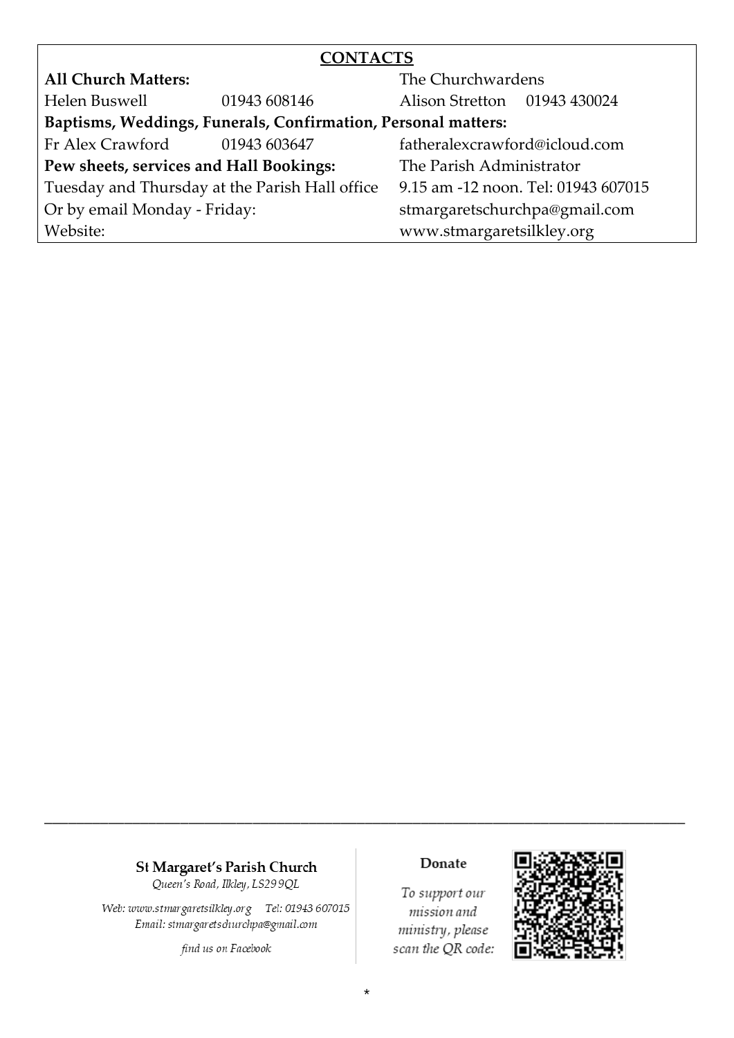| **CONTACTS** | | | |
|---|---|---|---|
| **All Church Matters:** | | The Churchwardens | |
| Helen Buswell | 01943 608146 | Alison Stretton | 01943 430024 |
| **Baptisms, Weddings, Funerals, Confirmation, Personal matters:** | | | |
| Fr Alex Crawford | 01943 603647 | fatheralexcrawford@icloud.com | |
| **Pew sheets, services and Hall Bookings:** | | The Parish Administrator | |
| Tuesday and Thursday at the Parish Hall office | | 9.15 am -12 noon. Tel: 01943 607015 | |
| Or by email Monday - Friday: | | stmargaretschurchpa@gmail.com | |
| Website: | | www.stmargaretsilkley.org | |

---

**St Margaret's Parish Church**

*Queen's Road, Ilkley, LS29 9QL*

*Web: www.stmargaretsilkley.org Tel.: 01943 607015*

*Email: stmargaretschurchpa@gmail.com*

*find us on Facebook*

**Donate**

*To support our mission and ministry, please scan the QR code:*

*